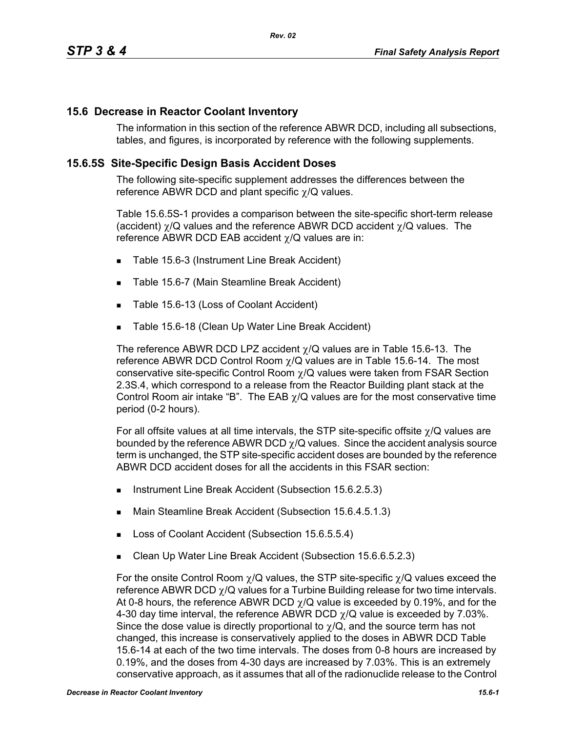## 15.6 Decrease in Reactor Coolant Inventory

The information in this section of the reference ABWR DCD, including all subsections, tables, and figures, is incorporated by reference with the following supplements.

## 15.6.5S Site-Specific Design Basis Accident Doses

The following site-specific supplement addresses the differences between the reference ABWR DCD and plant specific $\chi$/Q values.

Table 15.6.5S-1 provides a comparison between the site-specific short-term release (accident) $\chi$/Q values and the reference ABWR DCD accident $\chi$/Q values. The reference ABWR DCD EAB accident $\chi$/Q values are in:

- Table 15.6-3 (Instrument Line Break Accident)
- Table 15.6-7 (Main Steamline Break Accident)
- Table 15.6-13 (Loss of Coolant Accident)
- Table 15.6-18 (Clean Up Water Line Break Accident)

The reference ABWR DCD LPZ accident $\chi$/Q values are in Table 15.6-13. The reference ABWR DCD Control Room $\chi$/Q values are in Table 15.6-14. The most conservative site-specific Control Room $\chi$/Q values were taken from FSAR Section 2.3S.4, which correspond to a release from the Reactor Building plant stack at the Control Room air intake "B". The EAB $\chi$/Q values are for the most conservative time period (0-2 hours).

For all offsite values at all time intervals, the STP site-specific offsite $\chi$/Q values are bounded by the reference ABWR DCD $\chi$/Q values. Since the accident analysis source term is unchanged, the STP site-specific accident doses are bounded by the reference ABWR DCD accident doses for all the accidents in this FSAR section:

- Instrument Line Break Accident (Subsection 15.6.2.5.3)
- Main Steamline Break Accident (Subsection 15.6.4.5.1.3)
- Loss of Coolant Accident (Subsection 15.6.5.5.4)
- Clean Up Water Line Break Accident (Subsection 15.6.6.5.2.3)

For the onsite Control Room $\chi$/Q values, the STP site-specific $\chi$/Q values exceed the reference ABWR DCD $\chi$/Q values for a Turbine Building release for two time intervals. At 0-8 hours, the reference ABWR DCD $\chi$/Q value is exceeded by 0.19%, and for the 4-30 day time interval, the reference ABWR DCD $\chi$/Q value is exceeded by 7.03%. Since the dose value is directly proportional to $\chi$/Q, and the source term has not changed, this increase is conservatively applied to the doses in ABWR DCD Table 15.6-14 at each of the two time intervals. The doses from 0-8 hours are increased by 0.19%, and the doses from 4-30 days are increased by 7.03%. This is an extremely conservative approach, as it assumes that all of the radionuclide release to the Control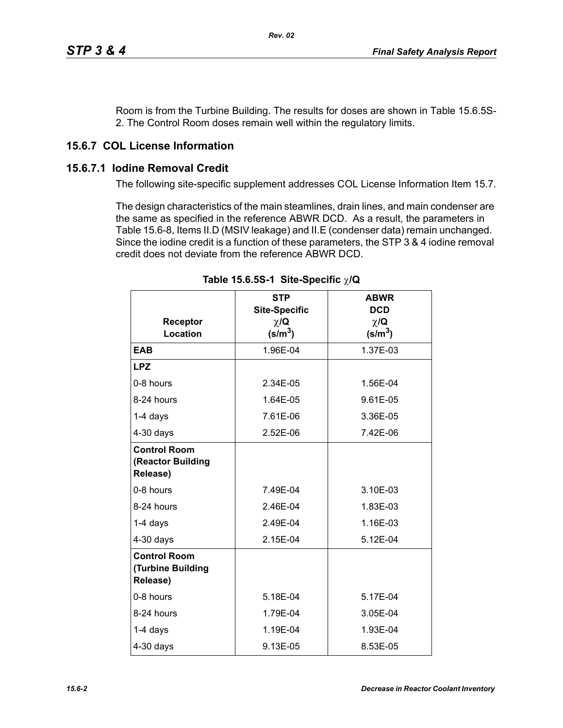Room is from the Turbine Building. The results for doses are shown in Table 15.6.5S-2. The Control Room doses remain well within the regulatory limits.

## 15.6.7 COL License Information

### 15.6.7.1 Iodine Removal Credit

The following site-specific supplement addresses COL License Information Item 15.7.

The design characteristics of the main steamlines, drain lines, and main condenser are the same as specified in the reference ABWR DCD. As a result, the parameters in Table 15.6-8, Items II.D (MSIV leakage) and II.E (condenser data) remain unchanged. Since the iodine credit is a function of these parameters, the STP 3 & 4 iodine removal credit does not deviate from the reference ABWR DCD.

**Table 15.6.5S-1 Site-Specific $\chi$/Q**

| Receptor Location | STP Site-Specific $\chi$/Q ($s/m^3$) | ABWR DCD $\chi$/Q ($s/m^3$) |
|---|---|---|
| **EAB** | 1.96E-04 | 1.37E-03 |
| **LPZ** | | |
| 0-8 hours | 2.34E-05 | 1.56E-04 |
| 8-24 hours | 1.64E-05 | 9.61E-05 |
| 1-4 days | 7.61E-06 | 3.36E-05 |
| 4-30 days | 2.52E-06 | 7.42E-06 |
| **Control Room (Reactor Building Release)** | | |
| 0-8 hours | 7.49E-04 | 3.10E-03 |
| 8-24 hours | 2.46E-04 | 1.83E-03 |
| 1-4 days | 2.49E-04 | 1.16E-03 |
| 4-30 days | 2.15E-04 | 5.12E-04 |
| **Control Room (Turbine Building Release)** | | |
| 0-8 hours | 5.18E-04 | 5.17E-04 |
| 8-24 hours | 1.79E-04 | 3.05E-04 |
| 1-4 days | 1.19E-04 | 1.93E-04 |
| 4-30 days | 9.13E-05 | 8.53E-05 |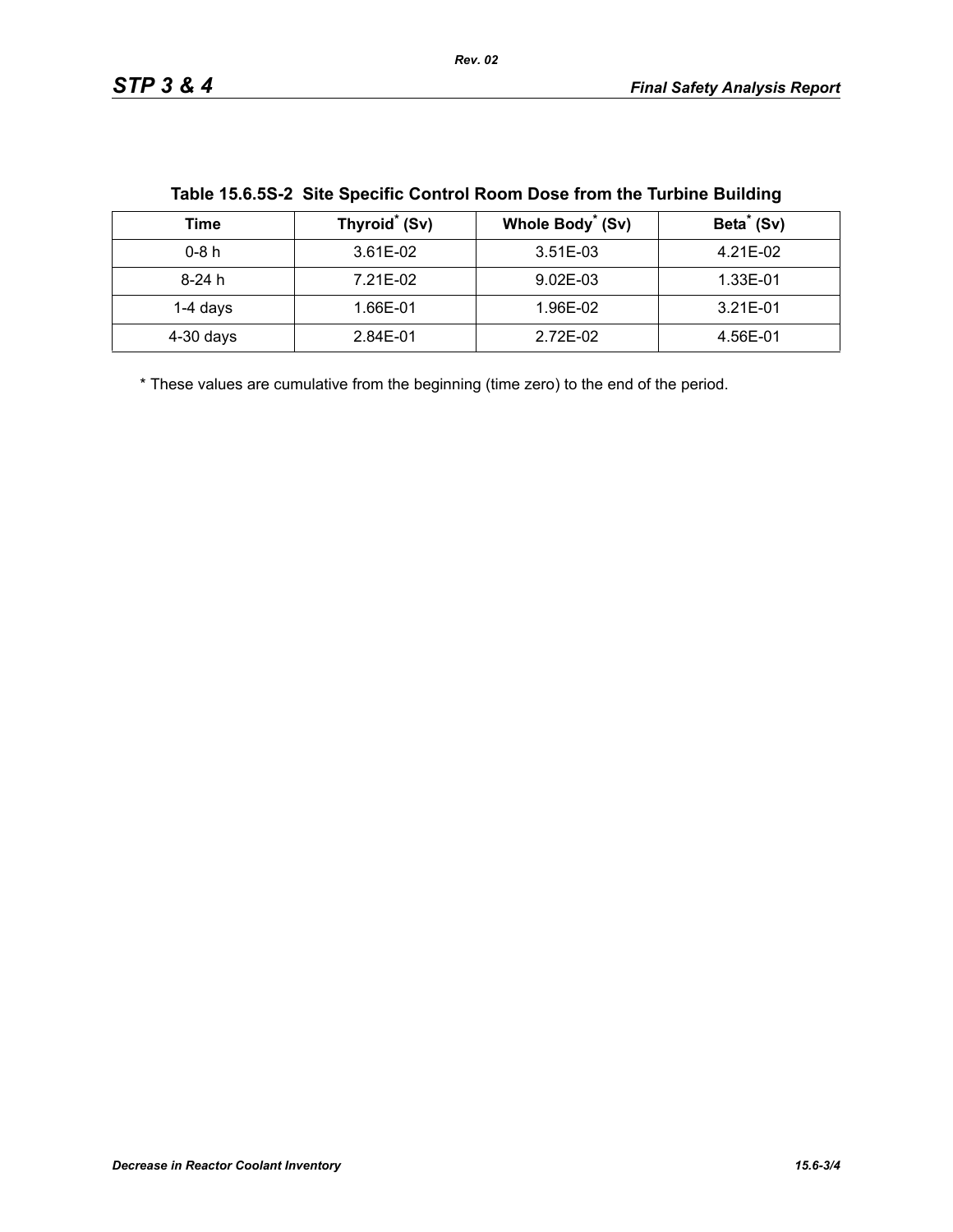**Table 15.6.5S-2 Site Specific Control Room Dose from the Turbine Building**

| Time | Thyroid* (Sv) | Whole Body* (Sv) | Beta* (Sv) |
|---|---|---|---|
| 0-8 h | 3.61E-02 | 3.51E-03 | 4.21E-02 |
| 8-24 h | 7.21E-02 | 9.02E-03 | 1.33E-01 |
| 1-4 days | 1.66E-01 | 1.96E-02 | 3.21E-01 |
| 4-30 days | 2.84E-01 | 2.72E-02 | 4.56E-01 |

* These values are cumulative from the beginning (time zero) to the end of the period.